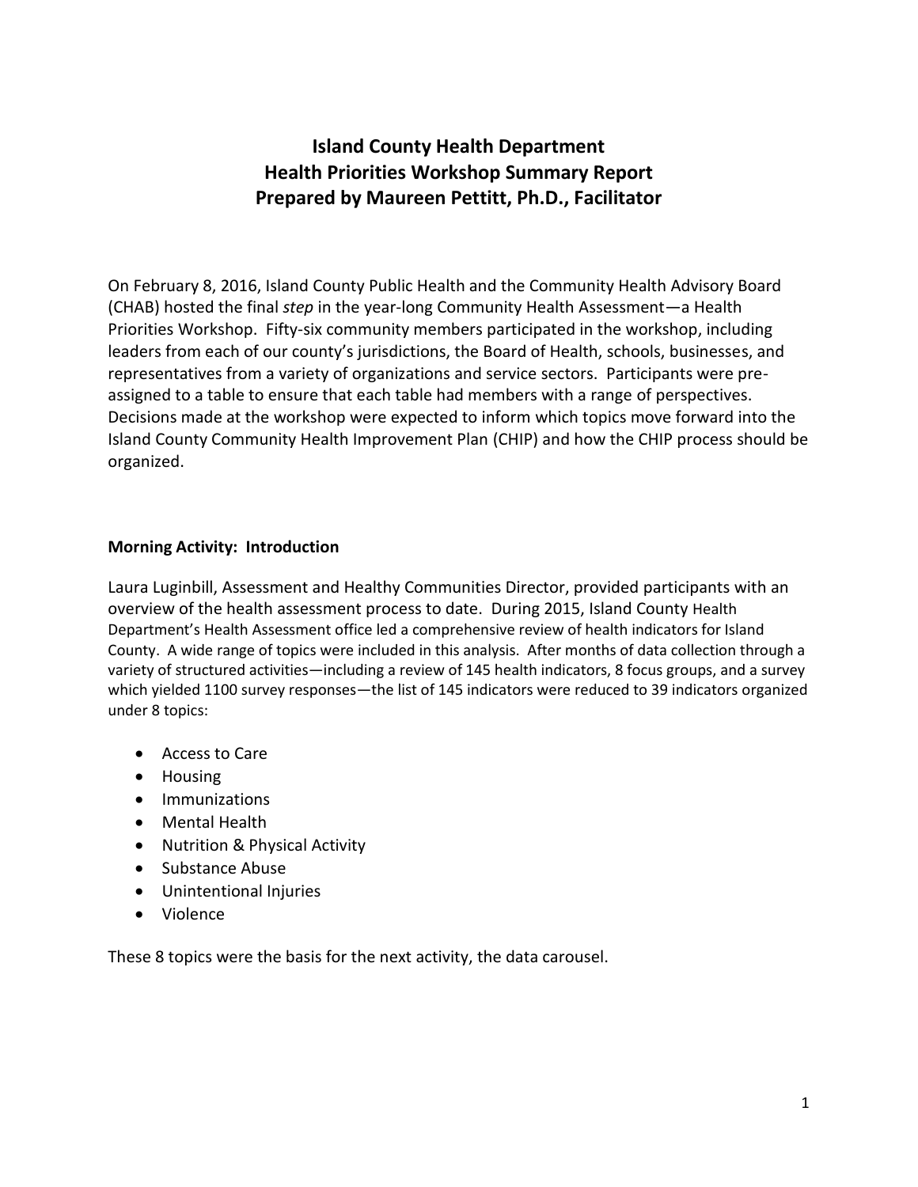# Island County Health Department
# Health Priorities Workshop Summary Report
# Prepared by Maureen Pettitt, Ph.D., Facilitator

On February 8, 2016, Island County Public Health and the Community Health Advisory Board (CHAB) hosted the final *step* in the year-long Community Health Assessment—a Health Priorities Workshop. Fifty-six community members participated in the workshop, including leaders from each of our county's jurisdictions, the Board of Health, schools, businesses, and representatives from a variety of organizations and service sectors. Participants were pre-assigned to a table to ensure that each table had members with a range of perspectives. Decisions made at the workshop were expected to inform which topics move forward into the Island County Community Health Improvement Plan (CHIP) and how the CHIP process should be organized.

**Morning Activity: Introduction**

Laura Luginbill, Assessment and Healthy Communities Director, provided participants with an overview of the health assessment process to date. During 2015, Island County Health Department's Health Assessment office led a comprehensive review of health indicators for Island County. A wide range of topics were included in this analysis. After months of data collection through a variety of structured activities—including a review of 145 health indicators, 8 focus groups, and a survey which yielded 1100 survey responses—the list of 145 indicators were reduced to 39 indicators organized under 8 topics:

- Access to Care
- Housing
- Immunizations
- Mental Health
- Nutrition & Physical Activity
- Substance Abuse
- Unintentional Injuries
- Violence

These 8 topics were the basis for the next activity, the data carousel.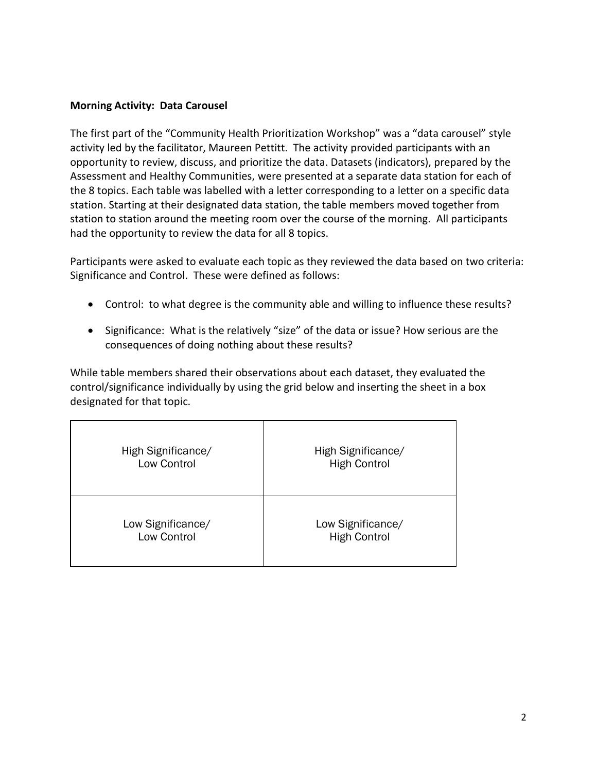**Morning Activity: Data Carousel**

The first part of the "Community Health Prioritization Workshop" was a "data carousel" style activity led by the facilitator, Maureen Pettitt. The activity provided participants with an opportunity to review, discuss, and prioritize the data. Datasets (indicators), prepared by the Assessment and Healthy Communities, were presented at a separate data station for each of the 8 topics. Each table was labelled with a letter corresponding to a letter on a specific data station. Starting at their designated data station, the table members moved together from station to station around the meeting room over the course of the morning. All participants had the opportunity to review the data for all 8 topics.

Participants were asked to evaluate each topic as they reviewed the data based on two criteria: Significance and Control. These were defined as follows:

- Control: to what degree is the community able and willing to influence these results?
- Significance: What is the relatively "size" of the data or issue? How serious are the consequences of doing nothing about these results?

While table members shared their observations about each dataset, they evaluated the control/significance individually by using the grid below and inserting the sheet in a box designated for that topic.

| | |
|---|---|
| High Significance/ Low Control | High Significance/ High Control |
| Low Significance/ Low Control | Low Significance/ High Control |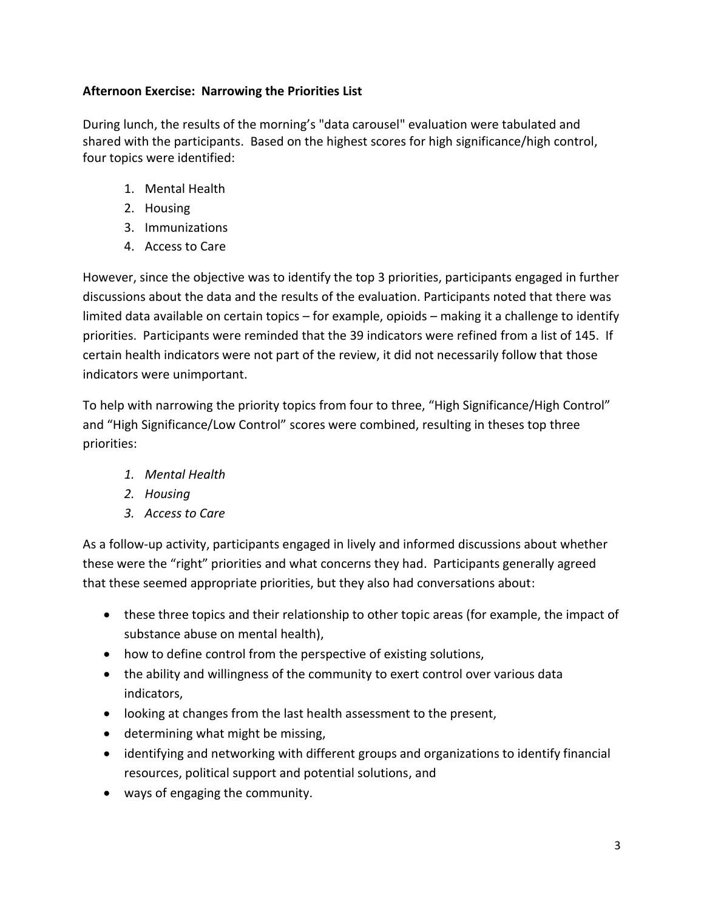**Afternoon Exercise: Narrowing the Priorities List**

During lunch, the results of the morning's "data carousel" evaluation were tabulated and shared with the participants. Based on the highest scores for high significance/high control, four topics were identified:

1. Mental Health
2. Housing
3. Immunizations
4. Access to Care

However, since the objective was to identify the top 3 priorities, participants engaged in further discussions about the data and the results of the evaluation. Participants noted that there was limited data available on certain topics – for example, opioids – making it a challenge to identify priorities. Participants were reminded that the 39 indicators were refined from a list of 145. If certain health indicators were not part of the review, it did not necessarily follow that those indicators were unimportant.

To help with narrowing the priority topics from four to three, "High Significance/High Control" and "High Significance/Low Control" scores were combined, resulting in theses top three priorities:

1. *Mental Health*
2. *Housing*
3. *Access to Care*

As a follow-up activity, participants engaged in lively and informed discussions about whether these were the "right" priorities and what concerns they had. Participants generally agreed that these seemed appropriate priorities, but they also had conversations about:

- these three topics and their relationship to other topic areas (for example, the impact of substance abuse on mental health),
- how to define control from the perspective of existing solutions,
- the ability and willingness of the community to exert control over various data indicators,
- looking at changes from the last health assessment to the present,
- determining what might be missing,
- identifying and networking with different groups and organizations to identify financial resources, political support and potential solutions, and
- ways of engaging the community.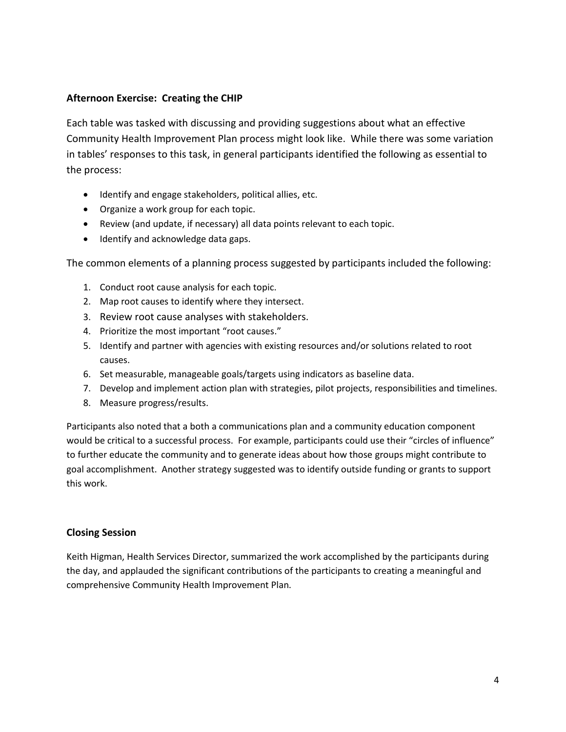### Afternoon Exercise: Creating the CHIP

Each table was tasked with discussing and providing suggestions about what an effective Community Health Improvement Plan process might look like. While there was some variation in tables' responses to this task, in general participants identified the following as essential to the process:

- Identify and engage stakeholders, political allies, etc.
- Organize a work group for each topic.
- Review (and update, if necessary) all data points relevant to each topic.
- Identify and acknowledge data gaps.

The common elements of a planning process suggested by participants included the following:

1. Conduct root cause analysis for each topic.
2. Map root causes to identify where they intersect.
3. Review root cause analyses with stakeholders.
4. Prioritize the most important "root causes."
5. Identify and partner with agencies with existing resources and/or solutions related to root causes.
6. Set measurable, manageable goals/targets using indicators as baseline data.
7. Develop and implement action plan with strategies, pilot projects, responsibilities and timelines.
8. Measure progress/results.

Participants also noted that a both a communications plan and a community education component would be critical to a successful process. For example, participants could use their "circles of influence" to further educate the community and to generate ideas about how those groups might contribute to goal accomplishment. Another strategy suggested was to identify outside funding or grants to support this work.

### Closing Session

Keith Higman, Health Services Director, summarized the work accomplished by the participants during the day, and applauded the significant contributions of the participants to creating a meaningful and comprehensive Community Health Improvement Plan.